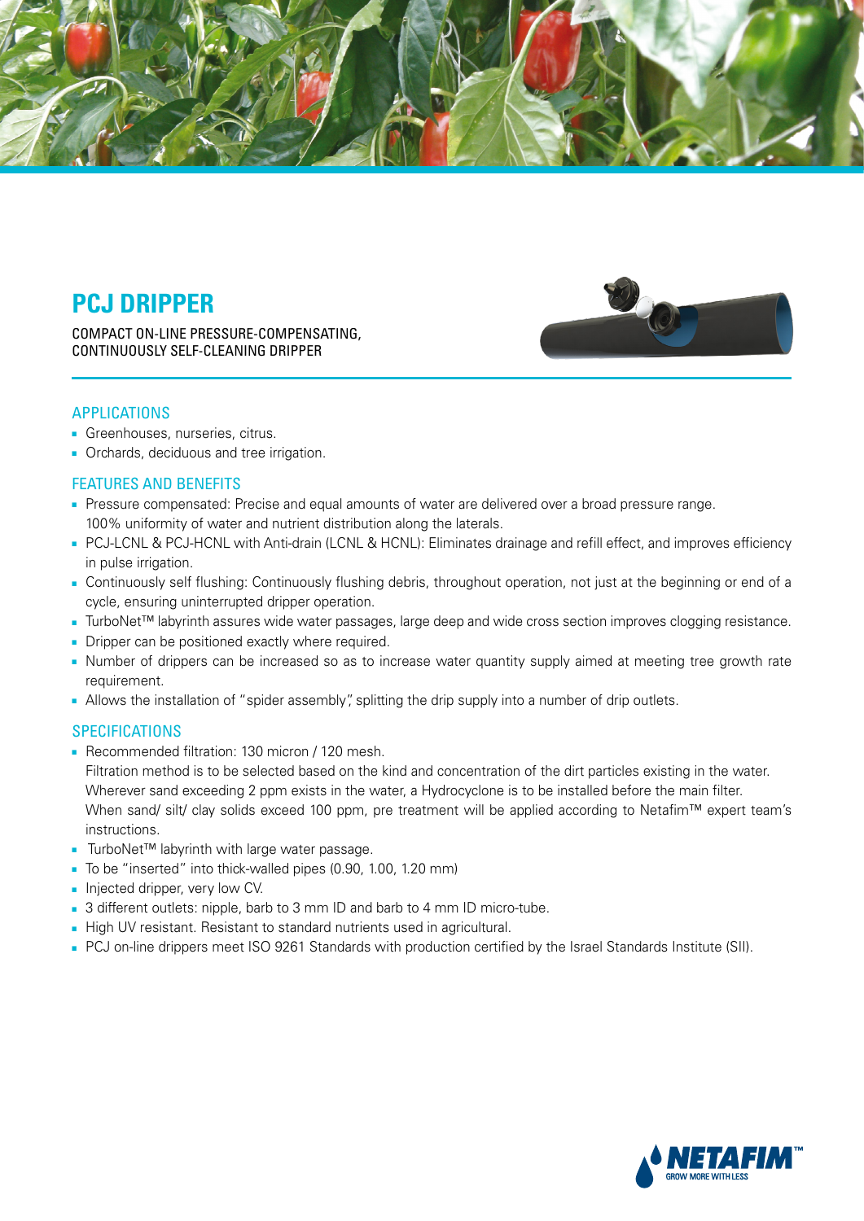# PCJ DRIPPER

COMPACT ON-LINE PRESSURE-COMPENSATING, CONTINUOUSLY SELF-CLEANING DRIPPER

## APPLICATIONS

- Greenhouses, nurseries, citrus.
- Orchards, deciduous and tree irrigation.

## FEATURES AND BENEFITS

- Pressure compensated: Precise and equal amounts of water are delivered over a broad pressure range. 100% uniformity of water and nutrient distribution along the laterals.
- PCJ-LCNL & PCJ-HCNL with Anti-drain (LCNL & HCNL): Eliminates drainage and refill effect, and improves efficiency in pulse irrigation.
- Continuously self flushing: Continuously flushing debris, throughout operation, not just at the beginning or end of a cycle, ensuring uninterrupted dripper operation.
- TurboNet™ labyrinth assures wide water passages, large deep and wide cross section improves clogging resistance.
- Dripper can be positioned exactly where required.
- Number of drippers can be increased so as to increase water quantity supply aimed at meeting tree growth rate requirement.
- Allows the installation of "spider assembly", splitting the drip supply into a number of drip outlets.

## SPECIFICATIONS

- Recommended filtration: 130 micron / 120 mesh.
  Filtration method is to be selected based on the kind and concentration of the dirt particles existing in the water.
  Wherever sand exceeding 2 ppm exists in the water, a Hydrocyclone is to be installed before the main filter.
  When sand/ silt/ clay solids exceed 100 ppm, pre treatment will be applied according to Netafim™ expert team's instructions.
- TurboNet™ labyrinth with large water passage.
- To be "inserted" into thick-walled pipes (0.90, 1.00, 1.20 mm)
- Injected dripper, very low CV.
- 3 different outlets: nipple, barb to 3 mm ID and barb to 4 mm ID micro-tube.
- High UV resistant. Resistant to standard nutrients used in agricultural.
- PCJ on-line drippers meet ISO 9261 Standards with production certified by the Israel Standards Institute (SII).

NETAFIM™
GROW MORE WITH LESS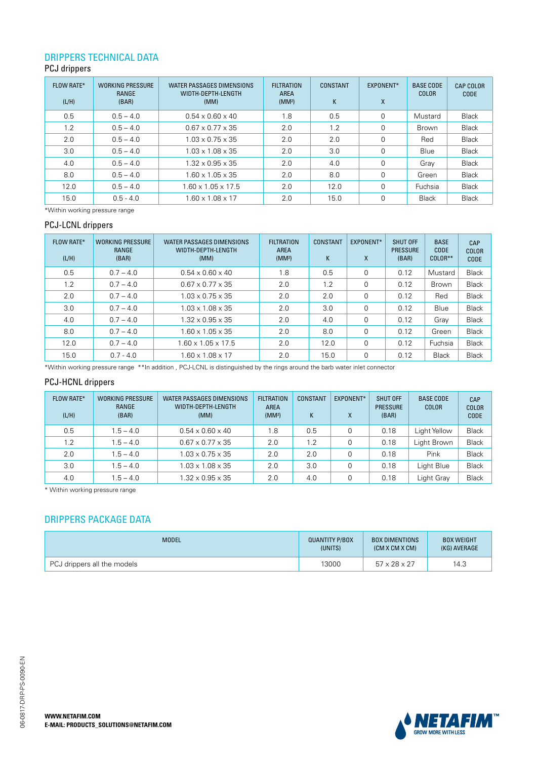## DRIPPERS TECHNICAL DATA

### PCJ drippers

| FLOW RATE* (L/H) | WORKING PRESSURE RANGE (BAR) | WATER PASSAGES DIMENSIONS WIDTH-DEPTH-LENGTH (MM) | FILTRATION AREA (MM²) | CONSTANT K | EXPONENT* X | BASE CODE COLOR | CAP COLOR CODE |
|---|---|---|---|---|---|---|---|
| 0.5 | 0.5 – 4.0 | 0.54 x 0.60 x 40 | 1.8 | 0.5 | 0 | Mustard | Black |
| 1.2 | 0.5 – 4.0 | 0.67 x 0.77 x 35 | 2.0 | 1.2 | 0 | Brown | Black |
| 2.0 | 0.5 – 4.0 | 1.03 x 0.75 x 35 | 2.0 | 2.0 | 0 | Red | Black |
| 3.0 | 0.5 – 4.0 | 1.03 x 1.08 x 35 | 2.0 | 3.0 | 0 | Blue | Black |
| 4.0 | 0.5 – 4.0 | 1.32 x 0.95 x 35 | 2.0 | 4.0 | 0 | Gray | Black |
| 8.0 | 0.5 – 4.0 | 1.60 x 1.05 x 35 | 2.0 | 8.0 | 0 | Green | Black |
| 12.0 | 0.5 – 4.0 | 1.60 x 1.05 x 17.5 | 2.0 | 12.0 | 0 | Fuchsia | Black |
| 15.0 | 0.5 - 4.0 | 1.60 x 1.08 x 17 | 2.0 | 15.0 | 0 | Black | Black |

*Within working pressure range

### PCJ-LCNL drippers

| FLOW RATE* (L/H) | WORKING PRESSURE RANGE (BAR) | WATER PASSAGES DIMENSIONS WIDTH-DEPTH-LENGTH (MM) | FILTRATION AREA (MM²) | CONSTANT K | EXPONENT* X | SHUT OFF PRESSURE (BAR) | BASE CODE COLOR** | CAP COLOR CODE |
|---|---|---|---|---|---|---|---|---|
| 0.5 | 0.7 – 4.0 | 0.54 x 0.60 x 40 | 1.8 | 0.5 | 0 | 0.12 | Mustard | Black |
| 1.2 | 0.7 – 4.0 | 0.67 x 0.77 x 35 | 2.0 | 1.2 | 0 | 0.12 | Brown | Black |
| 2.0 | 0.7 – 4.0 | 1.03 x 0.75 x 35 | 2.0 | 2.0 | 0 | 0.12 | Red | Black |
| 3.0 | 0.7 – 4.0 | 1.03 x 1.08 x 35 | 2.0 | 3.0 | 0 | 0.12 | Blue | Black |
| 4.0 | 0.7 – 4.0 | 1.32 x 0.95 x 35 | 2.0 | 4.0 | 0 | 0.12 | Gray | Black |
| 8.0 | 0.7 – 4.0 | 1.60 x 1.05 x 35 | 2.0 | 8.0 | 0 | 0.12 | Green | Black |
| 12.0 | 0.7 – 4.0 | 1.60 x 1.05 x 17.5 | 2.0 | 12.0 | 0 | 0.12 | Fuchsia | Black |
| 15.0 | 0.7 - 4.0 | 1.60 x 1.08 x 17 | 2.0 | 15.0 | 0 | 0.12 | Black | Black |

*Within working pressure range **In addition , PCJ-LCNL is distinguished by the rings around the barb water inlet connector

### PCJ-HCNL drippers

| FLOW RATE* (L/H) | WORKING PRESSURE RANGE (BAR) | WATER PASSAGES DIMENSIONS WIDTH-DEPTH-LENGTH (MM) | FILTRATION AREA (MM²) | CONSTANT K | EXPONENT* X | SHUT OFF PRESSURE (BAR) | BASE CODE COLOR | CAP COLOR CODE |
|---|---|---|---|---|---|---|---|---|
| 0.5 | 1.5 – 4.0 | 0.54 x 0.60 x 40 | 1.8 | 0.5 | 0 | 0.18 | Light Yellow | Black |
| 1.2 | 1.5 – 4.0 | 0.67 x 0.77 x 35 | 2.0 | 1.2 | 0 | 0.18 | Light Brown | Black |
| 2.0 | 1.5 – 4.0 | 1.03 x 0.75 x 35 | 2.0 | 2.0 | 0 | 0.18 | Pink | Black |
| 3.0 | 1.5 – 4.0 | 1.03 x 1.08 x 35 | 2.0 | 3.0 | 0 | 0.18 | Light Blue | Black |
| 4.0 | 1.5 – 4.0 | 1.32 x 0.95 x 35 | 2.0 | 4.0 | 0 | 0.18 | Light Gray | Black |

\* Within working pressure range

## DRIPPERS PACKAGE DATA

| MODEL | QUANTITY P/BOX (UNITS) | BOX DIMENTIONS (CM X CM X CM) | BOX WEIGHT (KG) AVERAGE |
|---|---|---|---|
| PCJ drippers all the models | 13000 | 57 x 28 x 27 | 14.3 |

06-0817-DRP-PS-0090-EN

**WWW.NETAFIM.COM**
**E-MAIL: PRODUCTS_SOLUTIONS@NETAFIM.COM**

NETAFIM™ GROW MORE WITH LESS